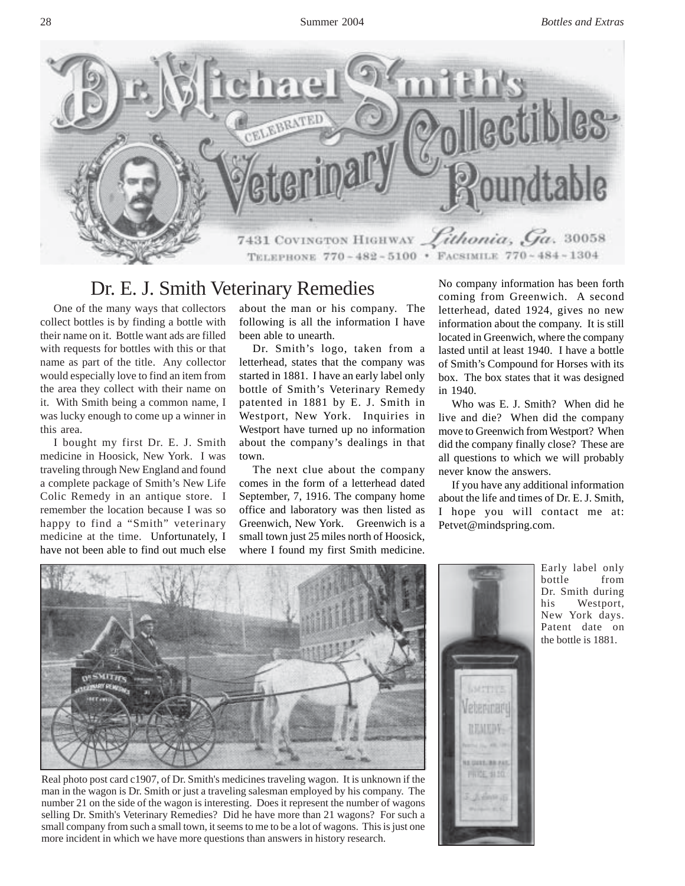# Dr. Michael Smith's Celebrated Veterinary Collectibles Roundtable

7431 Covington Highway *Lithonia, Ga.* 30058

Telephone 770-482-5100 • Facsimile 770-484-1304

## Dr. E. J. Smith Veterinary Remedies

One of the many ways that collectors collect bottles is by finding a bottle with their name on it. Bottle want ads are filled with requests for bottles with this or that name as part of the title. Any collector would especially love to find an item from the area they collect with their name on it. With Smith being a common name, I was lucky enough to come up a winner in this area.

I bought my first Dr. E. J. Smith medicine in Hoosick, New York. I was traveling through New England and found a complete package of Smith's New Life Colic Remedy in an antique store. I remember the location because I was so happy to find a "Smith" veterinary medicine at the time. Unfortunately, I have not been able to find out much else about the man or his company. The following is all the information I have been able to unearth.

Dr. Smith's logo, taken from a letterhead, states that the company was started in 1881. I have an early label only bottle of Smith's Veterinary Remedy patented in 1881 by E. J. Smith in Westport, New York. Inquiries in Westport have turned up no information about the company's dealings in that town.

The next clue about the company comes in the form of a letterhead dated September, 7, 1916. The company home office and laboratory was then listed as Greenwich, New York. Greenwich is a small town just 25 miles north of Hoosick, where I found my first Smith medicine. No company information has been forth coming from Greenwich. A second letterhead, dated 1924, gives no new information about the company. It is still located in Greenwich, where the company lasted until at least 1940. I have a bottle of Smith's Compound for Horses with its box. The box states that it was designed in 1940.

Who was E. J. Smith? When did he live and die? When did the company move to Greenwich from Westport? When did the company finally close? These are all questions to which we will probably never know the answers.

If you have any additional information about the life and times of Dr. E. J. Smith, I hope you will contact me at: Petvet@mindspring.com.

Real photo post card c1907, of Dr. Smith's medicines traveling wagon. It is unknown if the man in the wagon is Dr. Smith or just a traveling salesman employed by his company. The number 21 on the side of the wagon is interesting. Does it represent the number of wagons selling Dr. Smith's Veterinary Remedies? Did he have more than 21 wagons? For such a small company from such a small town, it seems to me to be a lot of wagons. This is just one more incident in which we have more questions than answers in history research.

Early label only bottle from Dr. Smith during his Westport, New York days. Patent date on the bottle is 1881.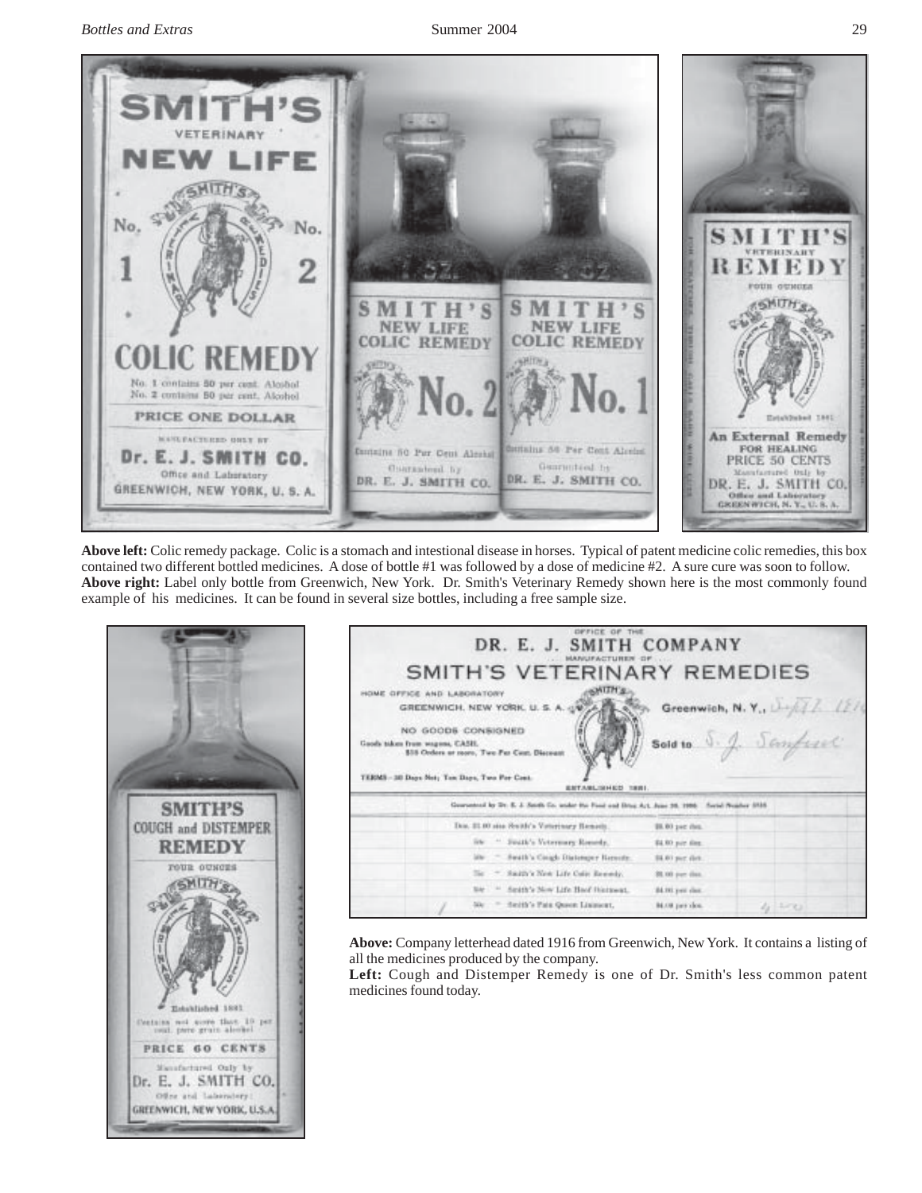**Above left:** Colic remedy package. Colic is a stomach and intestional disease in horses. Typical of patent medicine colic remedies, this box contained two different bottled medicines. A dose of bottle #1 was followed by a dose of medicine #2. A sure cure was soon to follow.
**Above right:** Label only bottle from Greenwich, New York. Dr. Smith's Veterinary Remedy shown here is the most commonly found example of his medicines. It can be found in several size bottles, including a free sample size.

**Above:** Company letterhead dated 1916 from Greenwich, New York. It contains a listing of all the medicines produced by the company.
**Left:** Cough and Distemper Remedy is one of Dr. Smith's less common patent medicines found today.